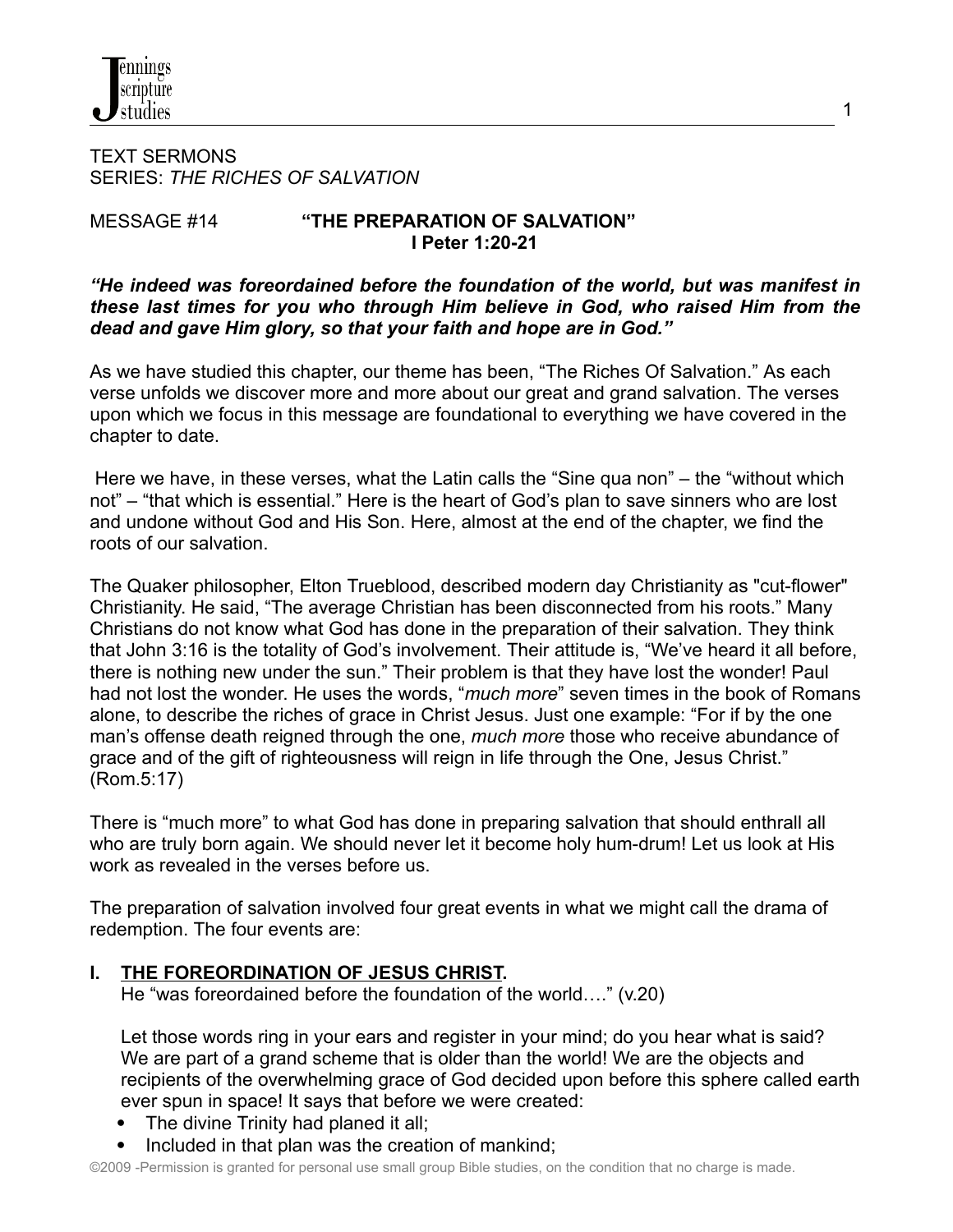TEXT SERMONS
SERIES: *THE RICHES OF SALVATION*

MESSAGE #14 **"THE PREPARATION OF SALVATION"**
**I Peter 1:20-21**

***"He indeed was foreordained before the foundation of the world, but was manifest in these last times for you who through Him believe in God, who raised Him from the dead and gave Him glory, so that your faith and hope are in God."***

As we have studied this chapter, our theme has been, "The Riches Of Salvation." As each verse unfolds we discover more and more about our great and grand salvation. The verses upon which we focus in this message are foundational to everything we have covered in the chapter to date.

Here we have, in these verses, what the Latin calls the "Sine qua non" – the "without which not" – "that which is essential." Here is the heart of God's plan to save sinners who are lost and undone without God and His Son. Here, almost at the end of the chapter, we find the roots of our salvation.

The Quaker philosopher, Elton Trueblood, described modern day Christianity as "cut-flower" Christianity. He said, "The average Christian has been disconnected from his roots." Many Christians do not know what God has done in the preparation of their salvation. They think that John 3:16 is the totality of God's involvement. Their attitude is, "We've heard it all before, there is nothing new under the sun." Their problem is that they have lost the wonder! Paul had not lost the wonder. He uses the words, "*much more*" seven times in the book of Romans alone, to describe the riches of grace in Christ Jesus. Just one example: "For if by the one man's offense death reigned through the one, *much more* those who receive abundance of grace and of the gift of righteousness will reign in life through the One, Jesus Christ." (Rom.5:17)

There is "much more" to what God has done in preparing salvation that should enthrall all who are truly born again. We should never let it become holy hum-drum! Let us look at His work as revealed in the verses before us.

The preparation of salvation involved four great events in what we might call the drama of redemption. The four events are:

## I. THE FOREORDINATION OF JESUS CHRIST.

He "was foreordained before the foundation of the world…." (v.20)

Let those words ring in your ears and register in your mind; do you hear what is said? We are part of a grand scheme that is older than the world! We are the objects and recipients of the overwhelming grace of God decided upon before this sphere called earth ever spun in space! It says that before we were created:

- The divine Trinity had planed it all;
- Included in that plan was the creation of mankind;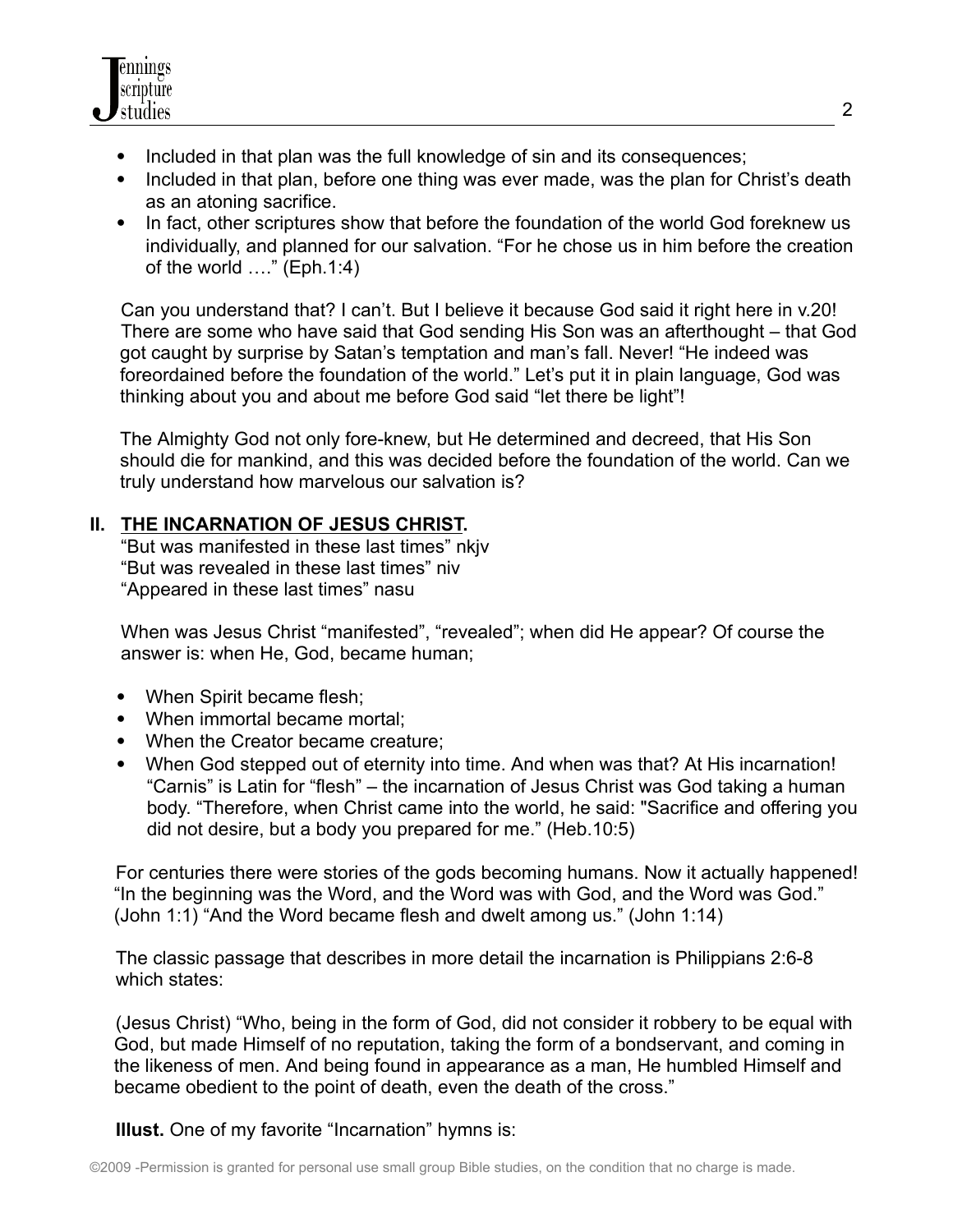- Included in that plan was the full knowledge of sin and its consequences;
- Included in that plan, before one thing was ever made, was the plan for Christ's death as an atoning sacrifice.
- In fact, other scriptures show that before the foundation of the world God foreknew us individually, and planned for our salvation. "For he chose us in him before the creation of the world …." (Eph.1:4)

Can you understand that? I can't. But I believe it because God said it right here in v.20! There are some who have said that God sending His Son was an afterthought – that God got caught by surprise by Satan's temptation and man's fall. Never! "He indeed was foreordained before the foundation of the world." Let's put it in plain language, God was thinking about you and about me before God said "let there be light"!

The Almighty God not only fore-knew, but He determined and decreed, that His Son should die for mankind, and this was decided before the foundation of the world. Can we truly understand how marvelous our salvation is?

## II. THE INCARNATION OF JESUS CHRIST.

"But was manifested in these last times" nkjv
"But was revealed in these last times" niv
"Appeared in these last times" nasu

When was Jesus Christ "manifested", "revealed"; when did He appear? Of course the answer is: when He, God, became human;

- When Spirit became flesh;
- When immortal became mortal;
- When the Creator became creature;
- When God stepped out of eternity into time. And when was that? At His incarnation! "Carnis" is Latin for "flesh" – the incarnation of Jesus Christ was God taking a human body. "Therefore, when Christ came into the world, he said: "Sacrifice and offering you did not desire, but a body you prepared for me." (Heb.10:5)

For centuries there were stories of the gods becoming humans. Now it actually happened! "In the beginning was the Word, and the Word was with God, and the Word was God." (John 1:1) "And the Word became flesh and dwelt among us." (John 1:14)

The classic passage that describes in more detail the incarnation is Philippians 2:6-8 which states:

(Jesus Christ) "Who, being in the form of God, did not consider it robbery to be equal with God, but made Himself of no reputation, taking the form of a bondservant, and coming in the likeness of men. And being found in appearance as a man, He humbled Himself and became obedient to the point of death, even the death of the cross."

**Illust.** One of my favorite "Incarnation" hymns is: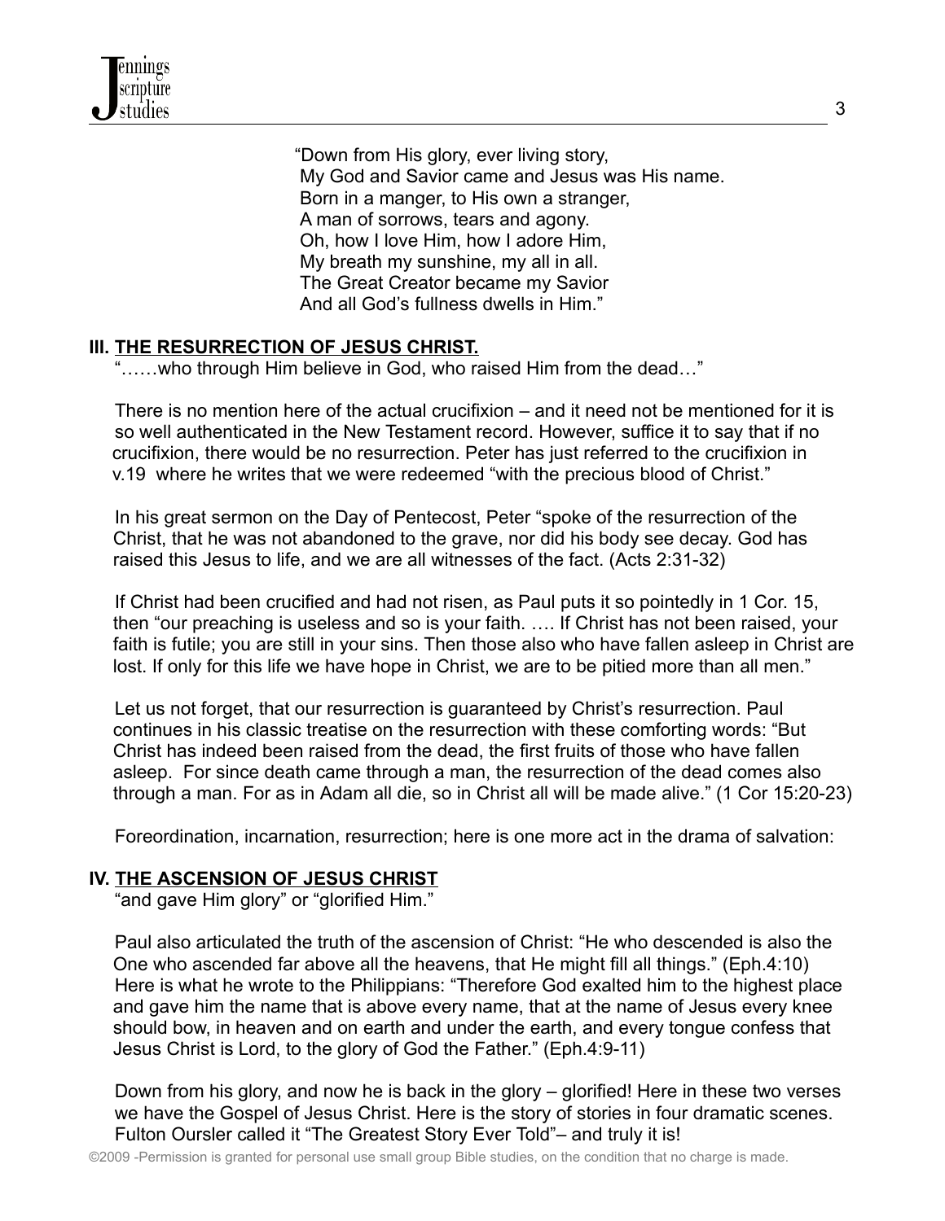"Down from His glory, ever living story,
My God and Savior came and Jesus was His name.
Born in a manger, to His own a stranger,
A man of sorrows, tears and agony.
Oh, how I love Him, how I adore Him,
My breath my sunshine, my all in all.
The Great Creator became my Savior
And all God's fullness dwells in Him."

## III. THE RESURRECTION OF JESUS CHRIST.

"……who through Him believe in God, who raised Him from the dead…"

There is no mention here of the actual crucifixion – and it need not be mentioned for it is so well authenticated in the New Testament record. However, suffice it to say that if no crucifixion, there would be no resurrection. Peter has just referred to the crucifixion in v.19 where he writes that we were redeemed "with the precious blood of Christ."

In his great sermon on the Day of Pentecost, Peter "spoke of the resurrection of the Christ, that he was not abandoned to the grave, nor did his body see decay. God has raised this Jesus to life, and we are all witnesses of the fact. (Acts 2:31-32)

If Christ had been crucified and had not risen, as Paul puts it so pointedly in 1 Cor. 15, then "our preaching is useless and so is your faith. …. If Christ has not been raised, your faith is futile; you are still in your sins. Then those also who have fallen asleep in Christ are lost. If only for this life we have hope in Christ, we are to be pitied more than all men."

Let us not forget, that our resurrection is guaranteed by Christ's resurrection. Paul continues in his classic treatise on the resurrection with these comforting words: "But Christ has indeed been raised from the dead, the first fruits of those who have fallen asleep. For since death came through a man, the resurrection of the dead comes also through a man. For as in Adam all die, so in Christ all will be made alive." (1 Cor 15:20-23)

Foreordination, incarnation, resurrection; here is one more act in the drama of salvation:

## IV. THE ASCENSION OF JESUS CHRIST

"and gave Him glory" or "glorified Him."

Paul also articulated the truth of the ascension of Christ: "He who descended is also the One who ascended far above all the heavens, that He might fill all things." (Eph.4:10) Here is what he wrote to the Philippians: "Therefore God exalted him to the highest place and gave him the name that is above every name, that at the name of Jesus every knee should bow, in heaven and on earth and under the earth, and every tongue confess that Jesus Christ is Lord, to the glory of God the Father." (Eph.4:9-11)

Down from his glory, and now he is back in the glory – glorified! Here in these two verses we have the Gospel of Jesus Christ. Here is the story of stories in four dramatic scenes. Fulton Oursler called it "The Greatest Story Ever Told"– and truly it is!

©2009 -Permission is granted for personal use small group Bible studies, on the condition that no charge is made.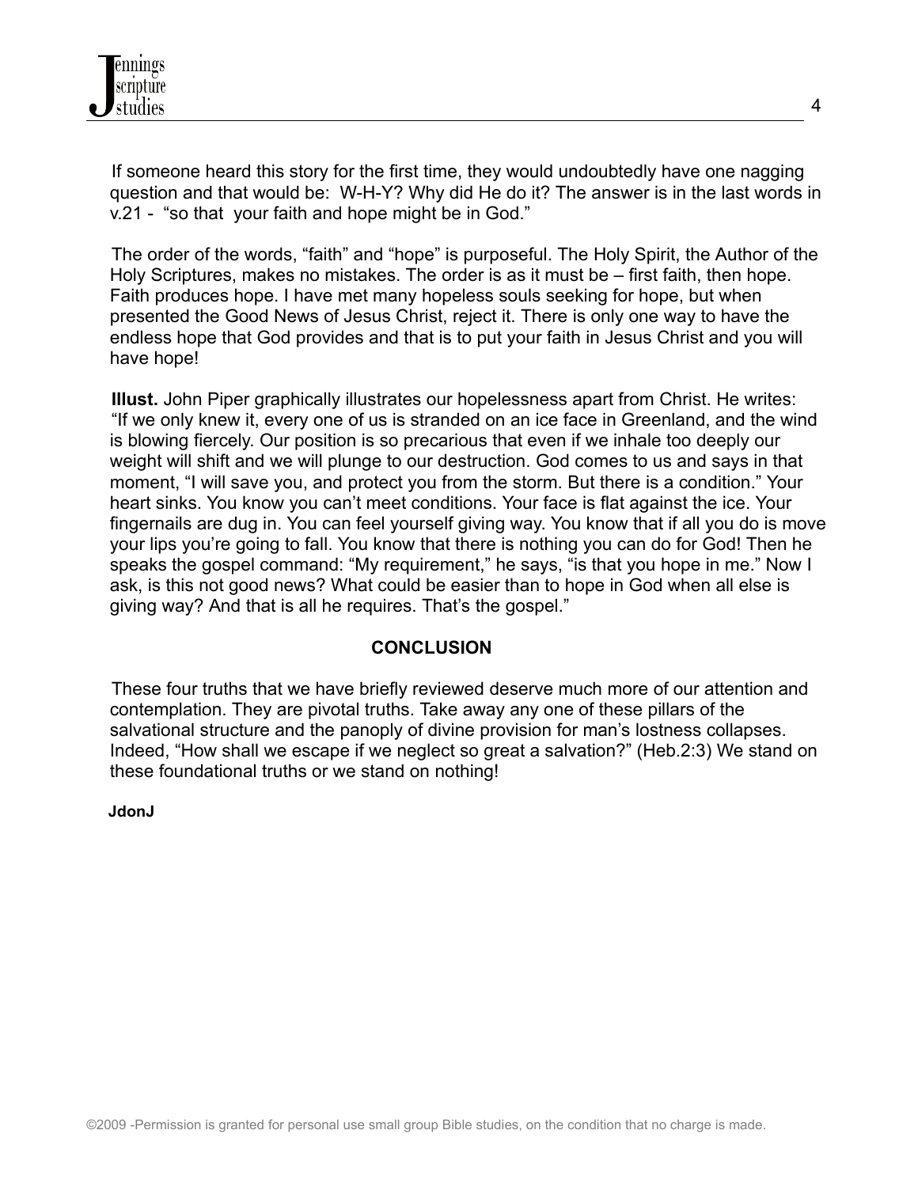If someone heard this story for the first time, they would undoubtedly have one nagging question and that would be: W-H-Y? Why did He do it? The answer is in the last words in v.21 - "so that your faith and hope might be in God."

The order of the words, "faith" and "hope" is purposeful. The Holy Spirit, the Author of the Holy Scriptures, makes no mistakes. The order is as it must be – first faith, then hope. Faith produces hope. I have met many hopeless souls seeking for hope, but when presented the Good News of Jesus Christ, reject it. There is only one way to have the endless hope that God provides and that is to put your faith in Jesus Christ and you will have hope!

**Illust.** John Piper graphically illustrates our hopelessness apart from Christ. He writes: "If we only knew it, every one of us is stranded on an ice face in Greenland, and the wind is blowing fiercely. Our position is so precarious that even if we inhale too deeply our weight will shift and we will plunge to our destruction. God comes to us and says in that moment, "I will save you, and protect you from the storm. But there is a condition." Your heart sinks. You know you can't meet conditions. Your face is flat against the ice. Your fingernails are dug in. You can feel yourself giving way. You know that if all you do is move your lips you're going to fall. You know that there is nothing you can do for God! Then he speaks the gospel command: "My requirement," he says, "is that you hope in me." Now I ask, is this not good news? What could be easier than to hope in God when all else is giving way? And that is all he requires. That's the gospel."

## CONCLUSION

These four truths that we have briefly reviewed deserve much more of our attention and contemplation. They are pivotal truths. Take away any one of these pillars of the salvational structure and the panoply of divine provision for man's lostness collapses. Indeed, "How shall we escape if we neglect so great a salvation?" (Heb.2:3) We stand on these foundational truths or we stand on nothing!

**JdonJ**

©2009 -Permission is granted for personal use small group Bible studies, on the condition that no charge is made.